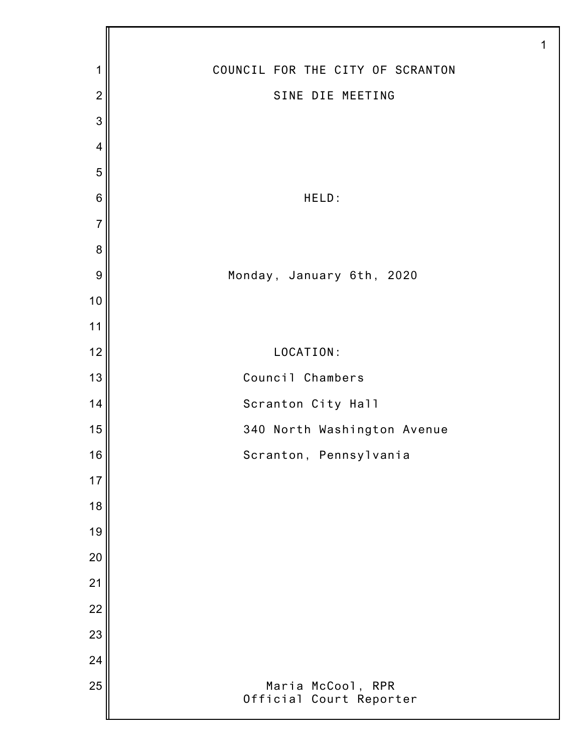# COUNCIL FOR THE CITY OF SCRANTON

## SINE DIE MEETING

HELD:

Monday, January 6th, 2020

LOCATION:

Council Chambers

Scranton City Hall

340 North Washington Avenue

Scranton, Pennsylvania

Maria McCool, RPR
Official Court Reporter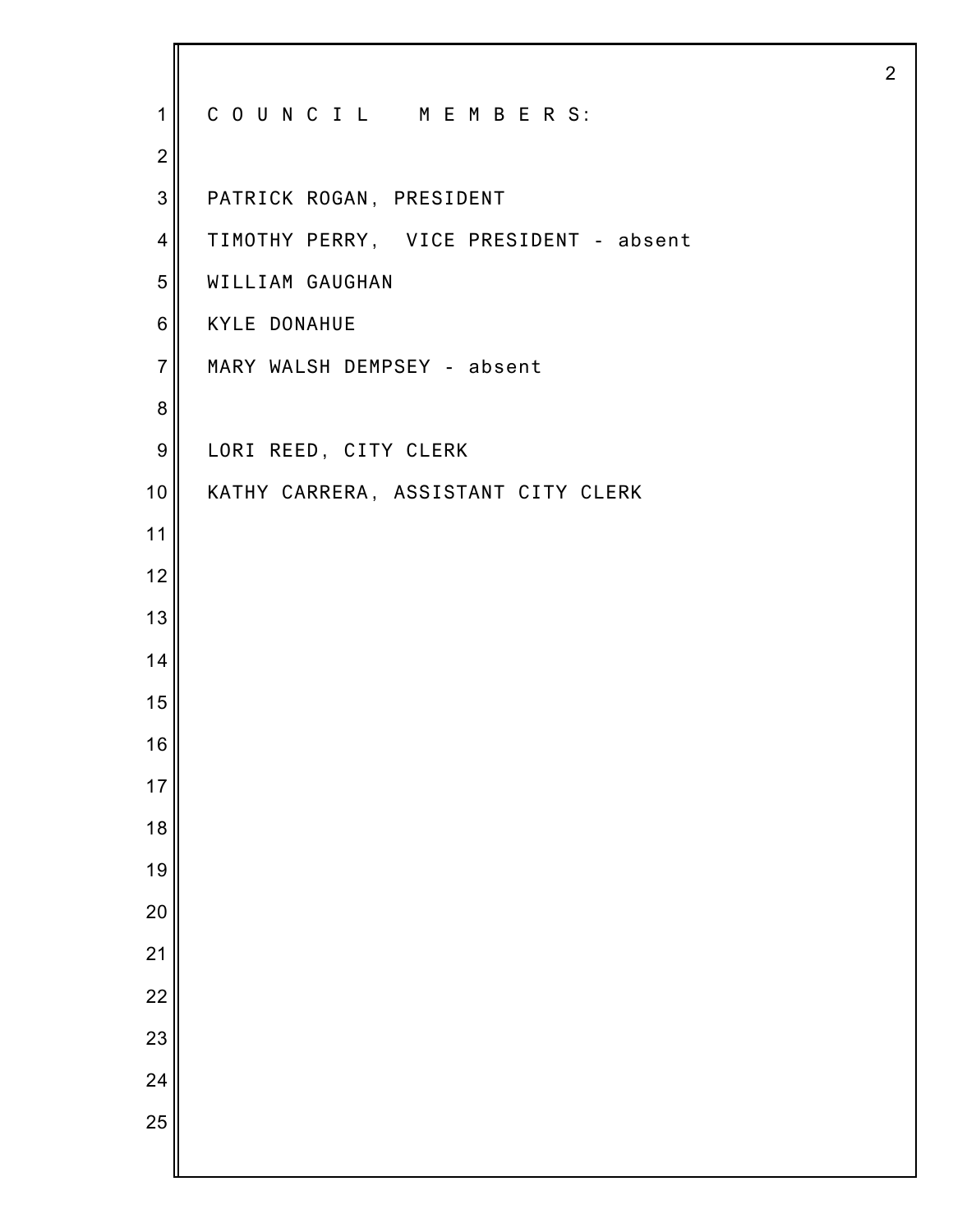C O U N C I L   M E M B E R S:

PATRICK ROGAN, PRESIDENT

TIMOTHY PERRY, VICE PRESIDENT - absent

WILLIAM GAUGHAN

KYLE DONAHUE

MARY WALSH DEMPSEY - absent

LORI REED, CITY CLERK

KATHY CARRERA, ASSISTANT CITY CLERK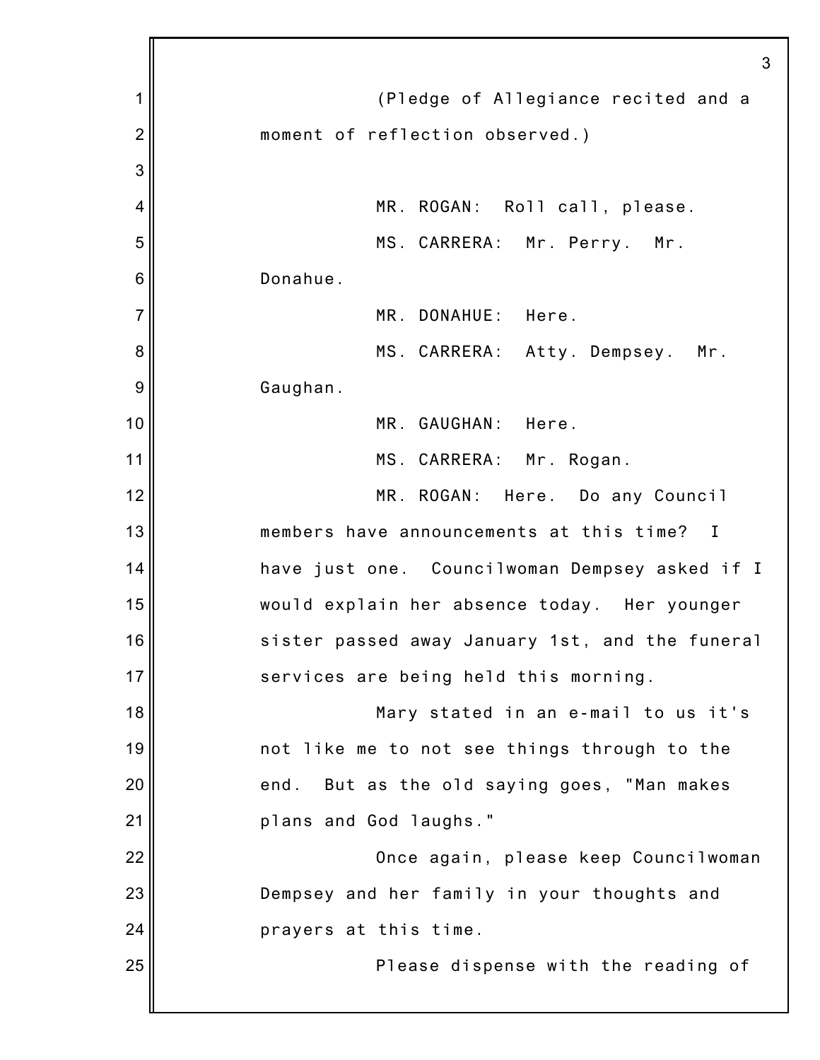(Pledge of Allegiance recited and a moment of reflection observed.)

MR. ROGAN: Roll call, please.

MS. CARRERA: Mr. Perry. Mr. Donahue.

MR. DONAHUE: Here.

MS. CARRERA: Atty. Dempsey. Mr. Gaughan.

MR. GAUGHAN: Here.

MS. CARRERA: Mr. Rogan.

MR. ROGAN: Here. Do any Council members have announcements at this time? I have just one. Councilwoman Dempsey asked if I would explain her absence today. Her younger sister passed away January 1st, and the funeral services are being held this morning.

Mary stated in an e-mail to us it's not like me to not see things through to the end. But as the old saying goes, "Man makes plans and God laughs."

Once again, please keep Councilwoman Dempsey and her family in your thoughts and prayers at this time.

Please dispense with the reading of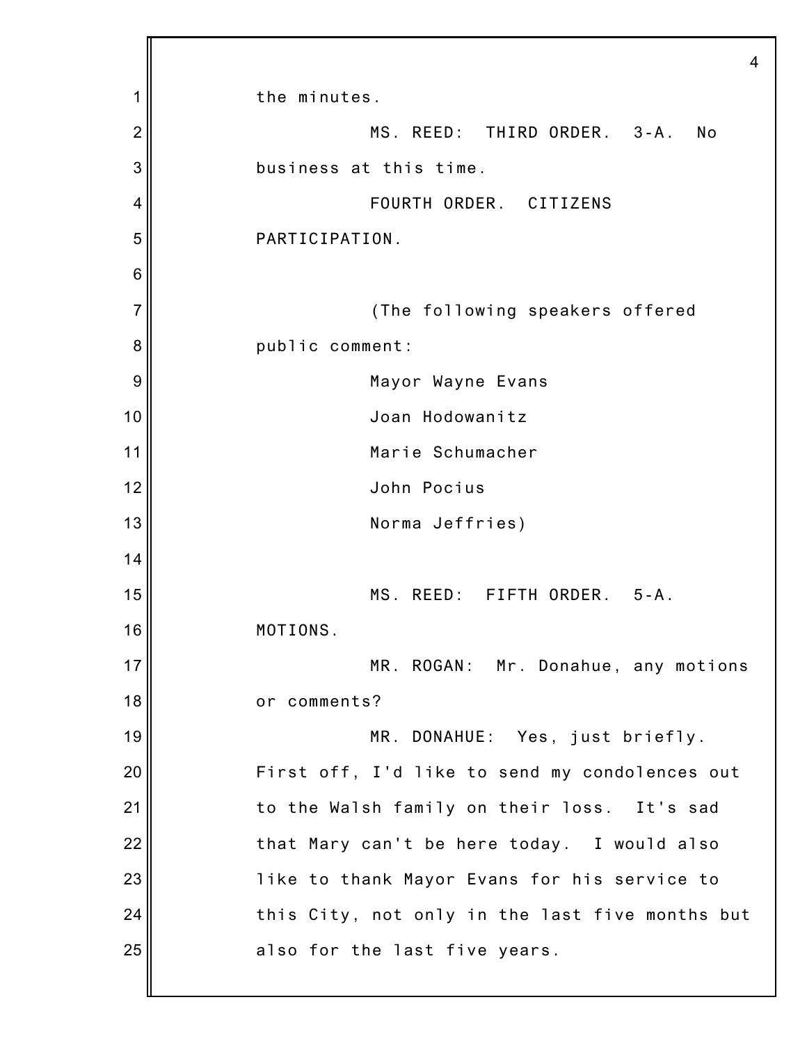the minutes.

MS. REED: THIRD ORDER. 3-A. No business at this time.

FOURTH ORDER. CITIZENS PARTICIPATION.

(The following speakers offered public comment:

Mayor Wayne Evans

Joan Hodowanitz

Marie Schumacher

John Pocius

Norma Jeffries)

MS. REED: FIFTH ORDER. 5-A. MOTIONS.

MR. ROGAN: Mr. Donahue, any motions or comments?

MR. DONAHUE: Yes, just briefly. First off, I'd like to send my condolences out to the Walsh family on their loss. It's sad that Mary can't be here today. I would also like to thank Mayor Evans for his service to this City, not only in the last five months but also for the last five years.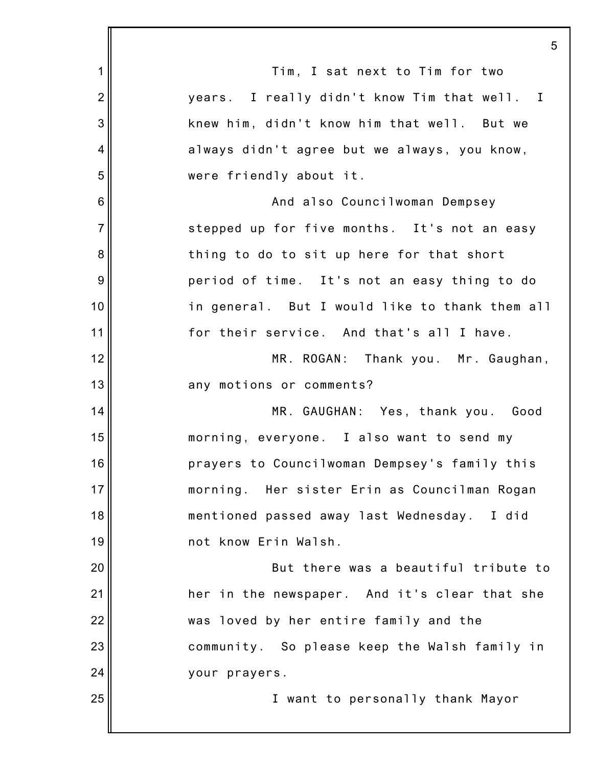Tim, I sat next to Tim for two years. I really didn't know Tim that well. I knew him, didn't know him that well. But we always didn't agree but we always, you know, were friendly about it.

And also Councilwoman Dempsey stepped up for five months. It's not an easy thing to do to sit up here for that short period of time. It's not an easy thing to do in general. But I would like to thank them all for their service. And that's all I have.

MR. ROGAN: Thank you. Mr. Gaughan, any motions or comments?

MR. GAUGHAN: Yes, thank you. Good morning, everyone. I also want to send my prayers to Councilwoman Dempsey's family this morning. Her sister Erin as Councilman Rogan mentioned passed away last Wednesday. I did not know Erin Walsh.

But there was a beautiful tribute to her in the newspaper. And it's clear that she was loved by her entire family and the community. So please keep the Walsh family in your prayers.

I want to personally thank Mayor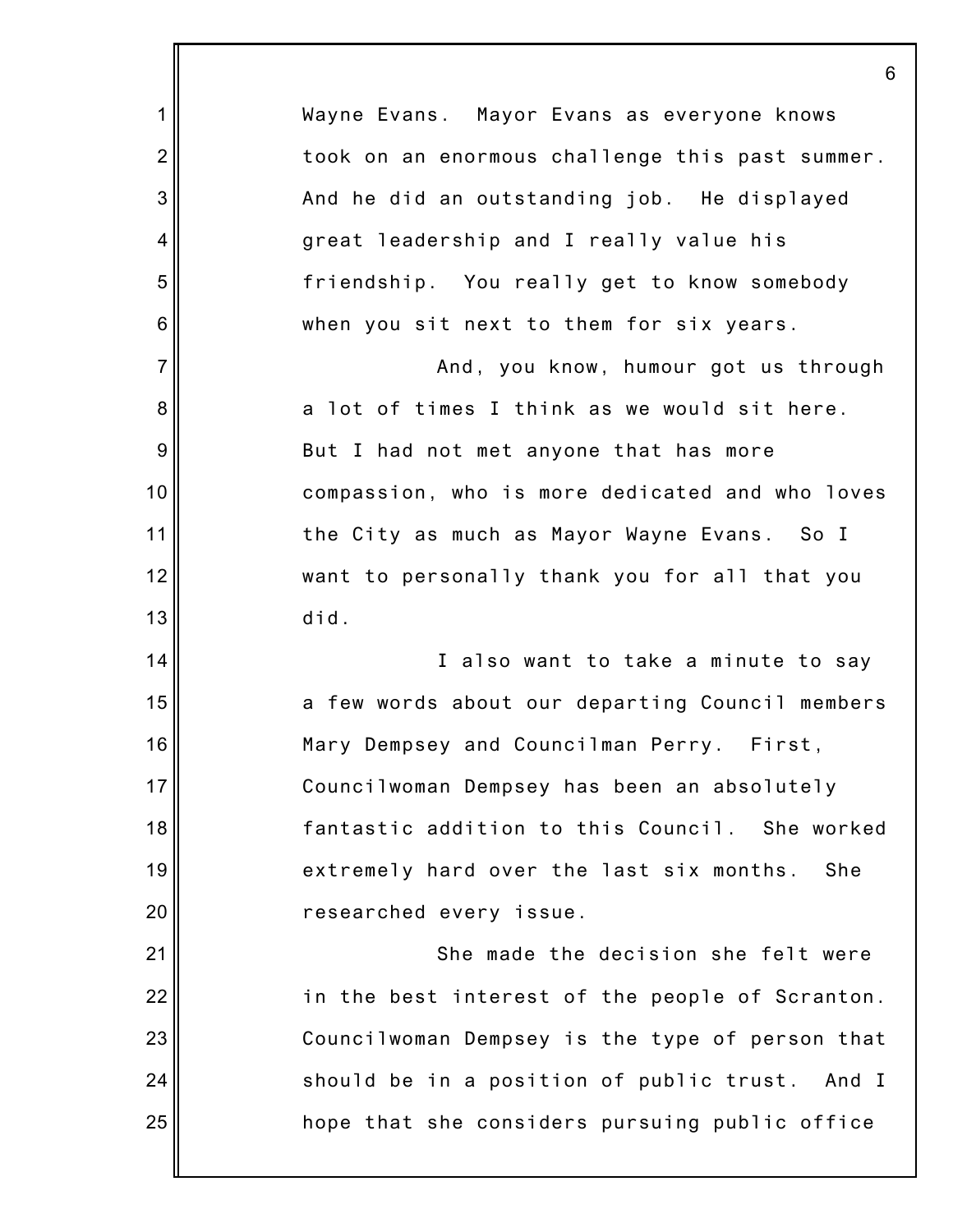Wayne Evans. Mayor Evans as everyone knows took on an enormous challenge this past summer. And he did an outstanding job. He displayed great leadership and I really value his friendship. You really get to know somebody when you sit next to them for six years.

And, you know, humour got us through a lot of times I think as we would sit here. But I had not met anyone that has more compassion, who is more dedicated and who loves the City as much as Mayor Wayne Evans. So I want to personally thank you for all that you did.

I also want to take a minute to say a few words about our departing Council members Mary Dempsey and Councilman Perry. First, Councilwoman Dempsey has been an absolutely fantastic addition to this Council. She worked extremely hard over the last six months. She researched every issue.

She made the decision she felt were in the best interest of the people of Scranton. Councilwoman Dempsey is the type of person that should be in a position of public trust. And I hope that she considers pursuing public office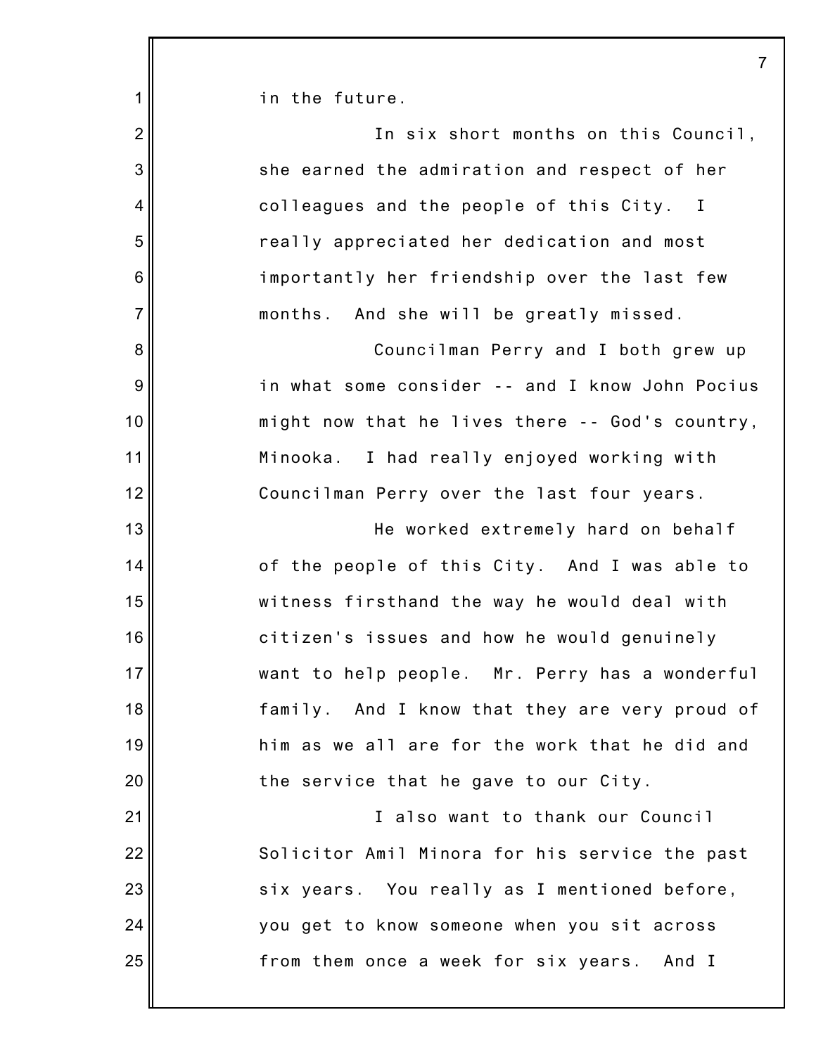in the future.

In six short months on this Council, she earned the admiration and respect of her colleagues and the people of this City. I really appreciated her dedication and most importantly her friendship over the last few months. And she will be greatly missed.

Councilman Perry and I both grew up in what some consider -- and I know John Pocius might now that he lives there -- God's country, Minooka. I had really enjoyed working with Councilman Perry over the last four years.

He worked extremely hard on behalf of the people of this City. And I was able to witness firsthand the way he would deal with citizen's issues and how he would genuinely want to help people. Mr. Perry has a wonderful family. And I know that they are very proud of him as we all are for the work that he did and the service that he gave to our City.

I also want to thank our Council Solicitor Amil Minora for his service the past six years. You really as I mentioned before, you get to know someone when you sit across from them once a week for six years. And I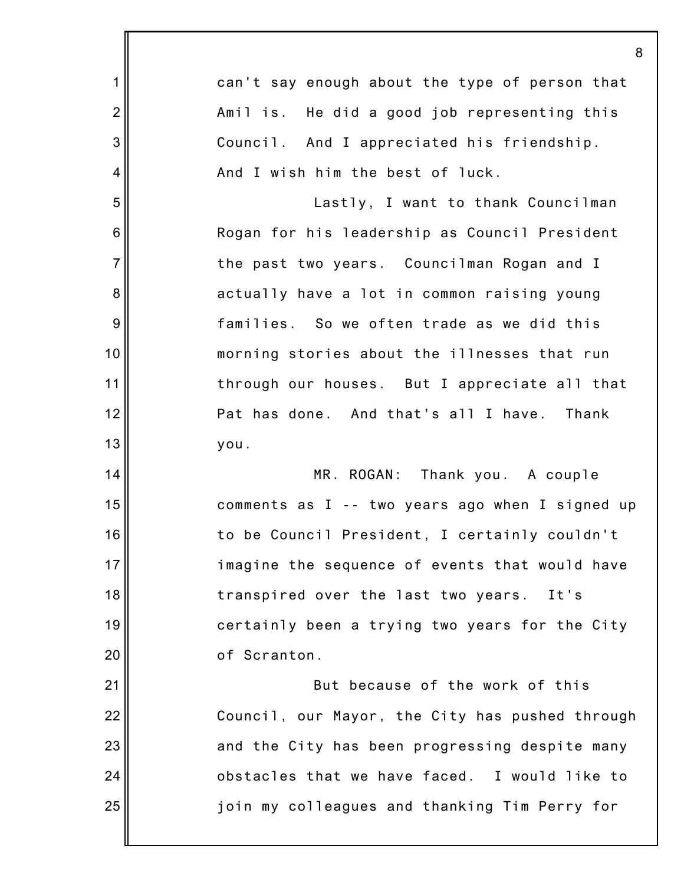can't say enough about the type of person that Amil is. He did a good job representing this Council. And I appreciated his friendship. And I wish him the best of luck.

Lastly, I want to thank Councilman Rogan for his leadership as Council President the past two years. Councilman Rogan and I actually have a lot in common raising young families. So we often trade as we did this morning stories about the illnesses that run through our houses. But I appreciate all that Pat has done. And that's all I have. Thank you.

MR. ROGAN: Thank you. A couple comments as I -- two years ago when I signed up to be Council President, I certainly couldn't imagine the sequence of events that would have transpired over the last two years. It's certainly been a trying two years for the City of Scranton.

But because of the work of this Council, our Mayor, the City has pushed through and the City has been progressing despite many obstacles that we have faced. I would like to join my colleagues and thanking Tim Perry for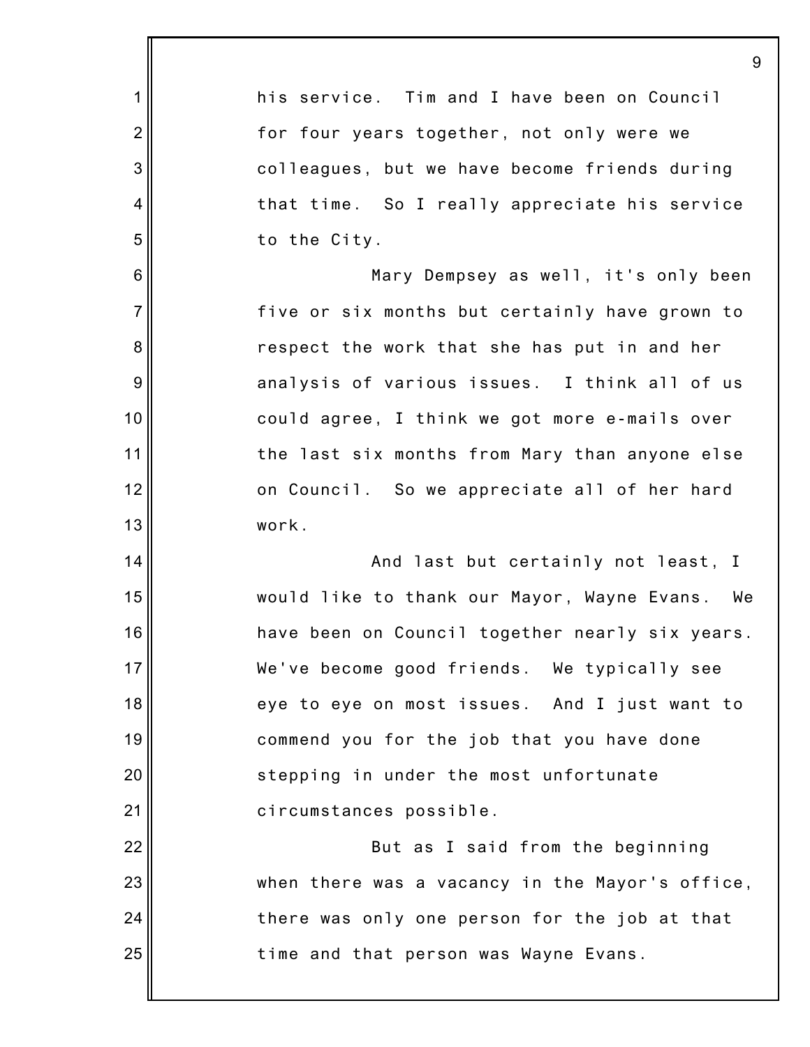his service. Tim and I have been on Council for four years together, not only were we colleagues, but we have become friends during that time. So I really appreciate his service to the City.

Mary Dempsey as well, it's only been five or six months but certainly have grown to respect the work that she has put in and her analysis of various issues. I think all of us could agree, I think we got more e-mails over the last six months from Mary than anyone else on Council. So we appreciate all of her hard work.

And last but certainly not least, I would like to thank our Mayor, Wayne Evans. We have been on Council together nearly six years. We've become good friends. We typically see eye to eye on most issues. And I just want to commend you for the job that you have done stepping in under the most unfortunate circumstances possible.

But as I said from the beginning when there was a vacancy in the Mayor's office, there was only one person for the job at that time and that person was Wayne Evans.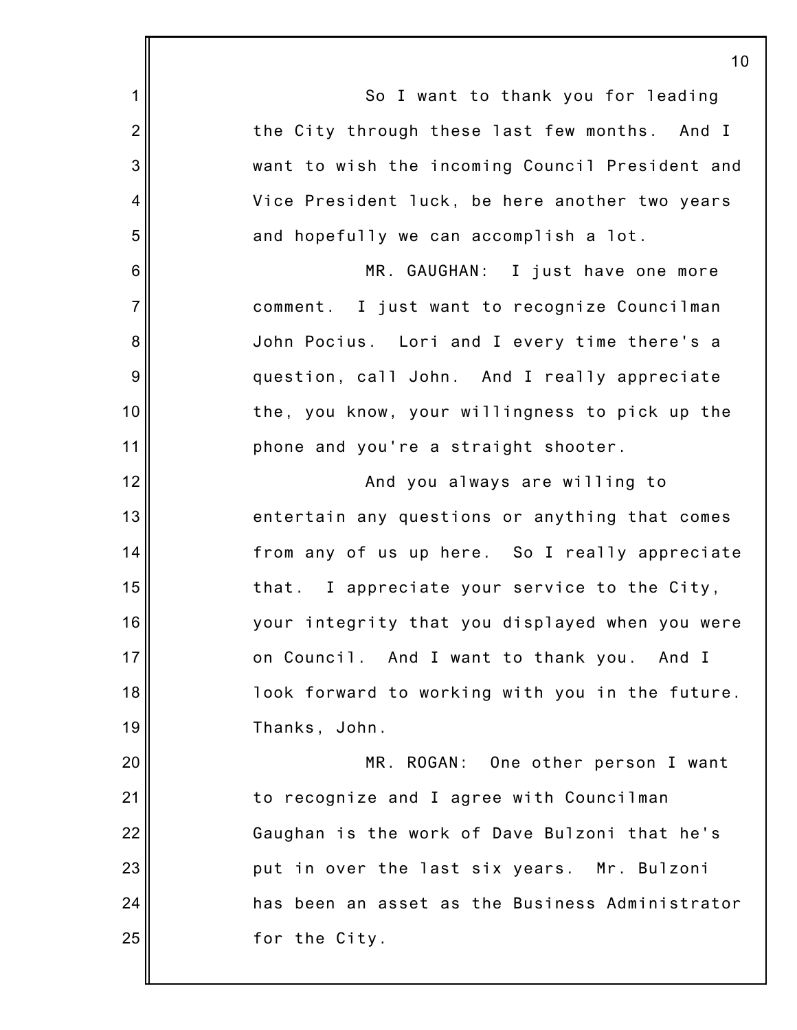So I want to thank you for leading the City through these last few months. And I want to wish the incoming Council President and Vice President luck, be here another two years and hopefully we can accomplish a lot.

MR. GAUGHAN: I just have one more comment. I just want to recognize Councilman John Pocius. Lori and I every time there's a question, call John. And I really appreciate the, you know, your willingness to pick up the phone and you're a straight shooter.

And you always are willing to entertain any questions or anything that comes from any of us up here. So I really appreciate that. I appreciate your service to the City, your integrity that you displayed when you were on Council. And I want to thank you. And I look forward to working with you in the future. Thanks, John.

MR. ROGAN: One other person I want to recognize and I agree with Councilman Gaughan is the work of Dave Bulzoni that he's put in over the last six years. Mr. Bulzoni has been an asset as the Business Administrator for the City.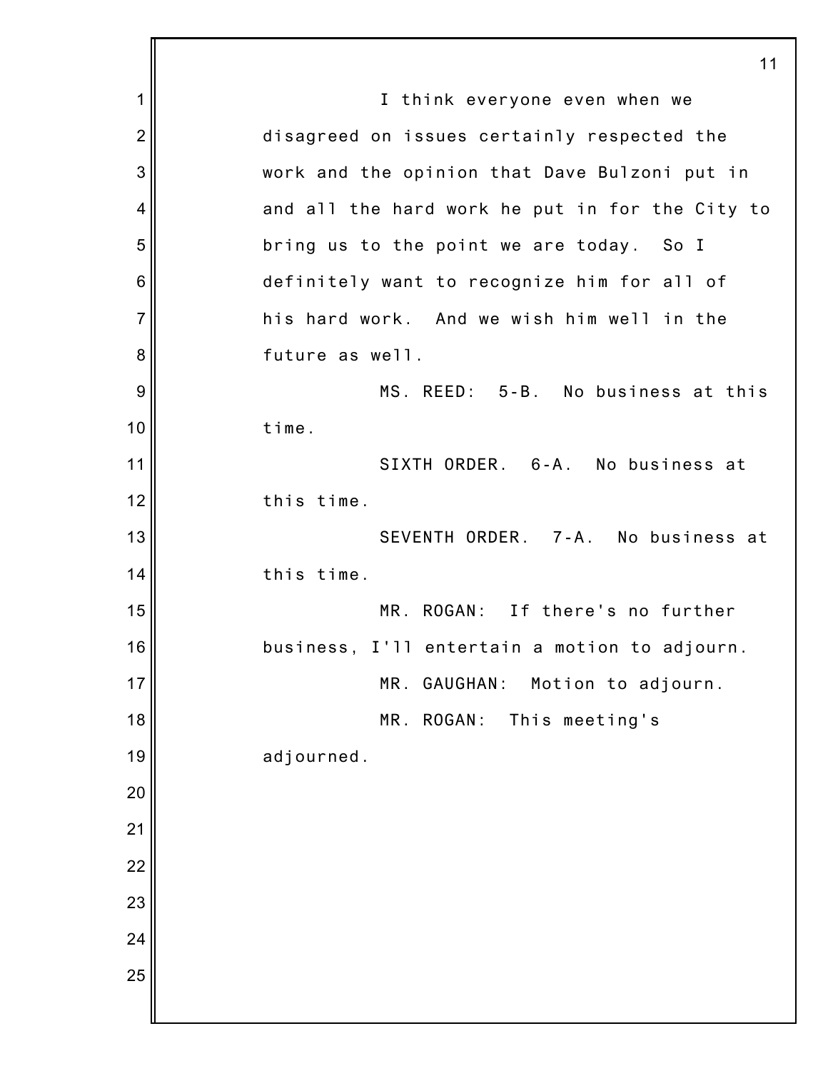I think everyone even when we disagreed on issues certainly respected the work and the opinion that Dave Bulzoni put in and all the hard work he put in for the City to bring us to the point we are today. So I definitely want to recognize him for all of his hard work. And we wish him well in the future as well.

MS. REED: 5-B. No business at this time.

SIXTH ORDER. 6-A. No business at this time.

SEVENTH ORDER. 7-A. No business at this time.

MR. ROGAN: If there's no further business, I'll entertain a motion to adjourn.

MR. GAUGHAN: Motion to adjourn.

MR. ROGAN: This meeting's adjourned.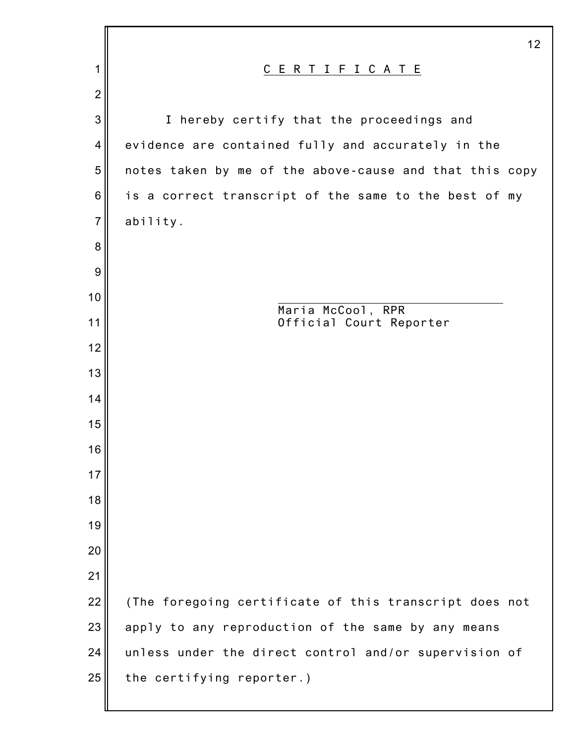# C E R T I F I C A T E

I hereby certify that the proceedings and evidence are contained fully and accurately in the notes taken by me of the above-cause and that this copy is a correct transcript of the same to the best of my ability.

Maria McCool, RPR
Official Court Reporter

(The foregoing certificate of this transcript does not apply to any reproduction of the same by any means unless under the direct control and/or supervision of the certifying reporter.)